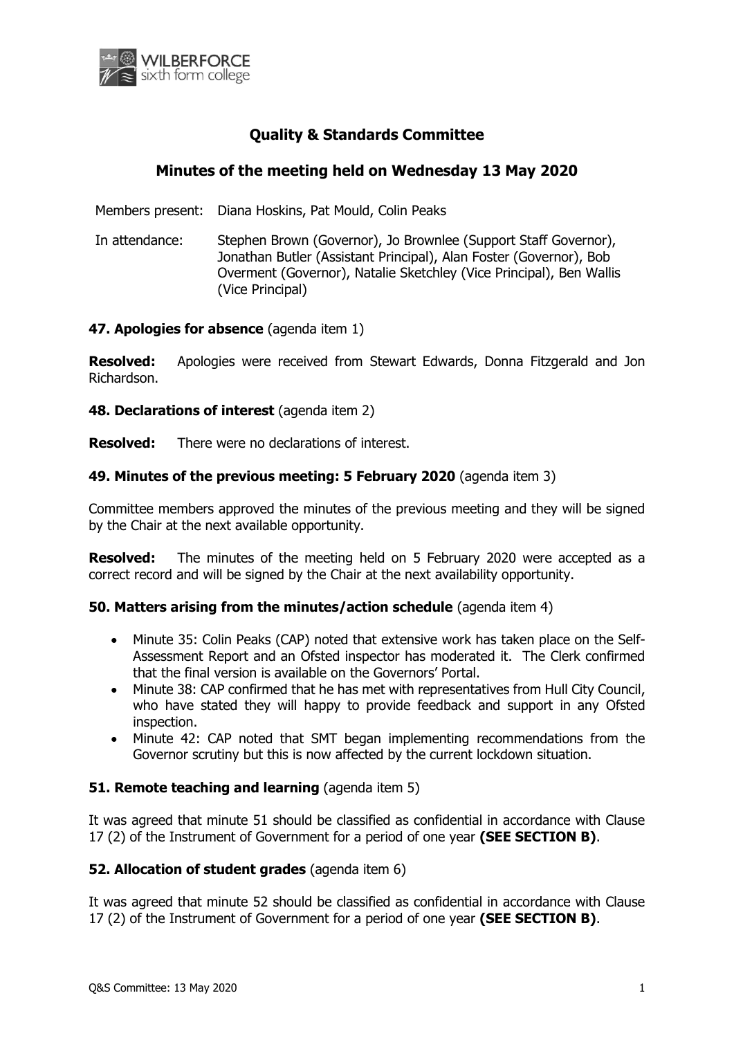# Quality & Standards Committee

## Minutes of the meeting held on Wednesday 13 May 2020

Members present: Diana Hoskins, Pat Mould, Colin Peaks

In attendance: Stephen Brown (Governor), Jo Brownlee (Support Staff Governor), Jonathan Butler (Assistant Principal), Alan Foster (Governor), Bob Overment (Governor), Natalie Sketchley (Vice Principal), Ben Wallis (Vice Principal)

**47. Apologies for absence** (agenda item 1)

**Resolved:** Apologies were received from Stewart Edwards, Donna Fitzgerald and Jon Richardson.

**48. Declarations of interest** (agenda item 2)

**Resolved:** There were no declarations of interest.

**49. Minutes of the previous meeting: 5 February 2020** (agenda item 3)

Committee members approved the minutes of the previous meeting and they will be signed by the Chair at the next available opportunity.

**Resolved:** The minutes of the meeting held on 5 February 2020 were accepted as a correct record and will be signed by the Chair at the next availability opportunity.

**50. Matters arising from the minutes/action schedule** (agenda item 4)

- Minute 35: Colin Peaks (CAP) noted that extensive work has taken place on the Self-Assessment Report and an Ofsted inspector has moderated it. The Clerk confirmed that the final version is available on the Governors' Portal.
- Minute 38: CAP confirmed that he has met with representatives from Hull City Council, who have stated they will happy to provide feedback and support in any Ofsted inspection.
- Minute 42: CAP noted that SMT began implementing recommendations from the Governor scrutiny but this is now affected by the current lockdown situation.

**51. Remote teaching and learning** (agenda item 5)

It was agreed that minute 51 should be classified as confidential in accordance with Clause 17 (2) of the Instrument of Government for a period of one year **(SEE SECTION B)**.

**52. Allocation of student grades** (agenda item 6)

It was agreed that minute 52 should be classified as confidential in accordance with Clause 17 (2) of the Instrument of Government for a period of one year **(SEE SECTION B)**.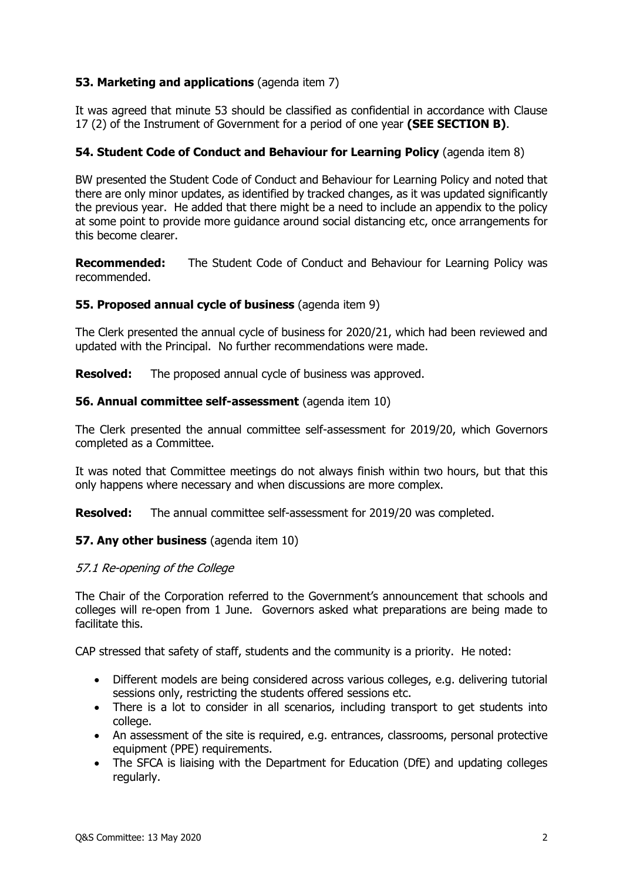**53. Marketing and applications** (agenda item 7)

It was agreed that minute 53 should be classified as confidential in accordance with Clause 17 (2) of the Instrument of Government for a period of one year **(SEE SECTION B)**.

**54. Student Code of Conduct and Behaviour for Learning Policy** (agenda item 8)

BW presented the Student Code of Conduct and Behaviour for Learning Policy and noted that there are only minor updates, as identified by tracked changes, as it was updated significantly the previous year. He added that there might be a need to include an appendix to the policy at some point to provide more guidance around social distancing etc, once arrangements for this become clearer.

**Recommended:** The Student Code of Conduct and Behaviour for Learning Policy was recommended.

**55. Proposed annual cycle of business** (agenda item 9)

The Clerk presented the annual cycle of business for 2020/21, which had been reviewed and updated with the Principal. No further recommendations were made.

**Resolved:** The proposed annual cycle of business was approved.

**56. Annual committee self-assessment** (agenda item 10)

The Clerk presented the annual committee self-assessment for 2019/20, which Governors completed as a Committee.

It was noted that Committee meetings do not always finish within two hours, but that this only happens where necessary and when discussions are more complex.

**Resolved:** The annual committee self-assessment for 2019/20 was completed.

**57. Any other business** (agenda item 10)

*57.1 Re-opening of the College*

The Chair of the Corporation referred to the Government's announcement that schools and colleges will re-open from 1 June. Governors asked what preparations are being made to facilitate this.

CAP stressed that safety of staff, students and the community is a priority. He noted:

- Different models are being considered across various colleges, e.g. delivering tutorial sessions only, restricting the students offered sessions etc.
- There is a lot to consider in all scenarios, including transport to get students into college.
- An assessment of the site is required, e.g. entrances, classrooms, personal protective equipment (PPE) requirements.
- The SFCA is liaising with the Department for Education (DfE) and updating colleges regularly.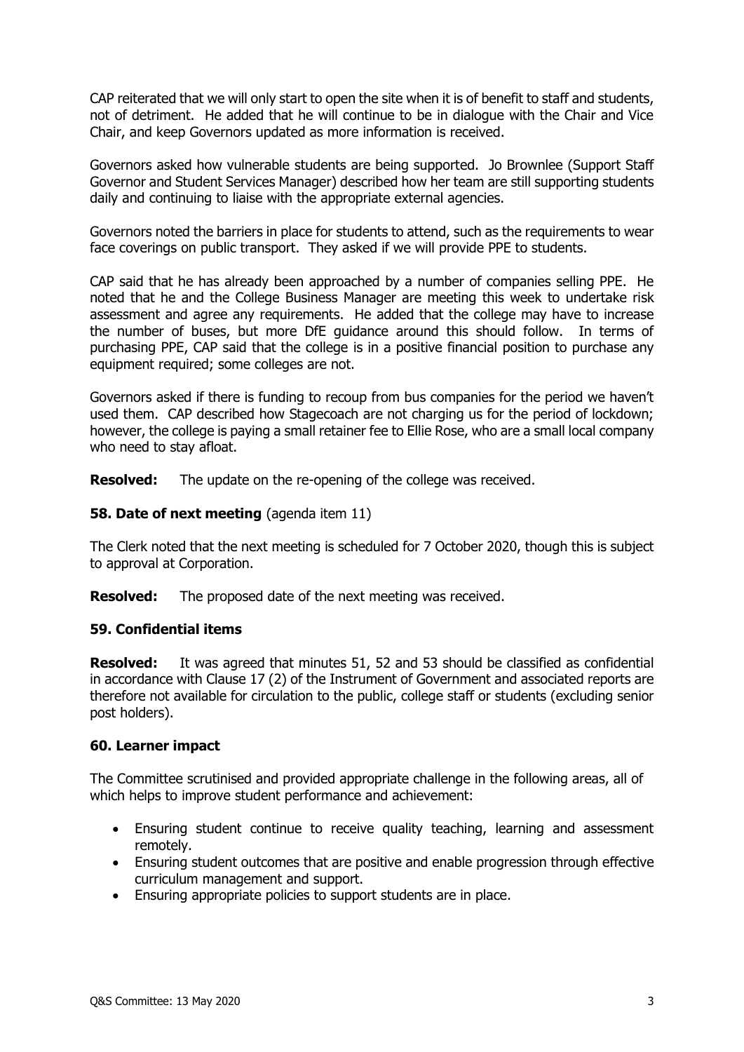CAP reiterated that we will only start to open the site when it is of benefit to staff and students, not of detriment. He added that he will continue to be in dialogue with the Chair and Vice Chair, and keep Governors updated as more information is received.

Governors asked how vulnerable students are being supported. Jo Brownlee (Support Staff Governor and Student Services Manager) described how her team are still supporting students daily and continuing to liaise with the appropriate external agencies.

Governors noted the barriers in place for students to attend, such as the requirements to wear face coverings on public transport. They asked if we will provide PPE to students.

CAP said that he has already been approached by a number of companies selling PPE. He noted that he and the College Business Manager are meeting this week to undertake risk assessment and agree any requirements. He added that the college may have to increase the number of buses, but more DfE guidance around this should follow. In terms of purchasing PPE, CAP said that the college is in a positive financial position to purchase any equipment required; some colleges are not.

Governors asked if there is funding to recoup from bus companies for the period we haven't used them. CAP described how Stagecoach are not charging us for the period of lockdown; however, the college is paying a small retainer fee to Ellie Rose, who are a small local company who need to stay afloat.

**Resolved:** The update on the re-opening of the college was received.

### 58. Date of next meeting (agenda item 11)

The Clerk noted that the next meeting is scheduled for 7 October 2020, though this is subject to approval at Corporation.

**Resolved:** The proposed date of the next meeting was received.

### 59. Confidential items

**Resolved:** It was agreed that minutes 51, 52 and 53 should be classified as confidential in accordance with Clause 17 (2) of the Instrument of Government and associated reports are therefore not available for circulation to the public, college staff or students (excluding senior post holders).

### 60. Learner impact

The Committee scrutinised and provided appropriate challenge in the following areas, all of which helps to improve student performance and achievement:

- Ensuring student continue to receive quality teaching, learning and assessment remotely.
- Ensuring student outcomes that are positive and enable progression through effective curriculum management and support.
- Ensuring appropriate policies to support students are in place.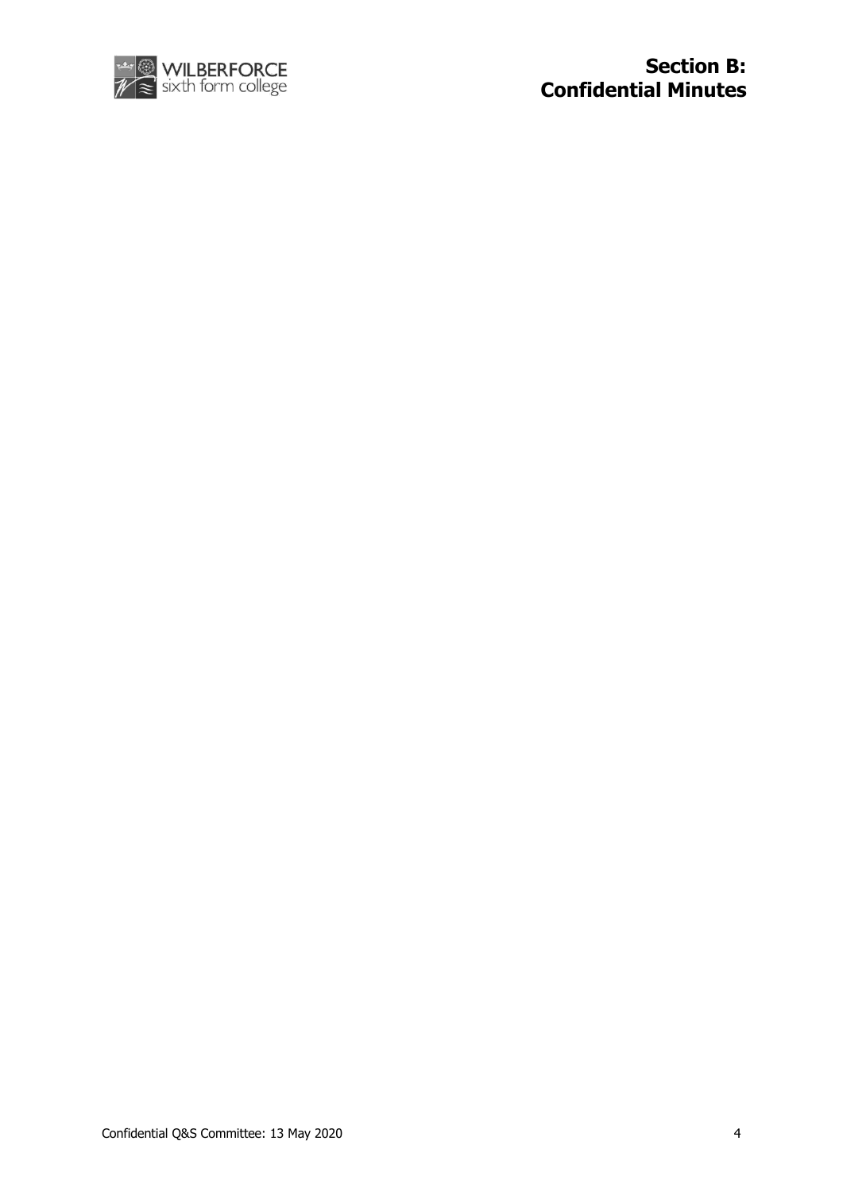# Section B: Confidential Minutes